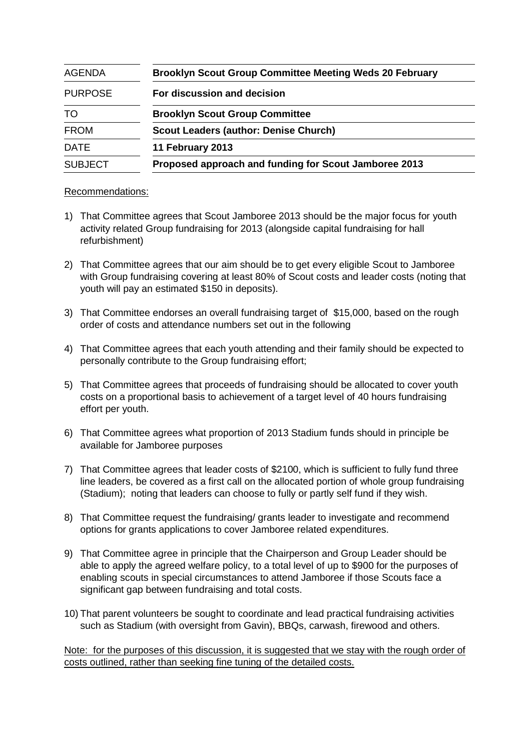| AGENDA | Brooklyn Scout Group Committee Meeting Weds 20 February |
| --- | --- |
| PURPOSE | For discussion and decision |
| TO | Brooklyn Scout Group Committee |
| FROM | Scout Leaders (author: Denise Church) |
| DATE | 11 February 2013 |
| SUBJECT | Proposed approach and funding for Scout Jamboree 2013 |

Recommendations:

1) That Committee agrees that Scout Jamboree 2013 should be the major focus for youth activity related Group fundraising for 2013 (alongside capital fundraising for hall refurbishment)
2) That Committee agrees that our aim should be to get every eligible Scout to Jamboree with Group fundraising covering at least 80% of Scout costs and leader costs (noting that youth will pay an estimated $150 in deposits).
3) That Committee endorses an overall fundraising target of $15,000, based on the rough order of costs and attendance numbers set out in the following
4) That Committee agrees that each youth attending and their family should be expected to personally contribute to the Group fundraising effort;
5) That Committee agrees that proceeds of fundraising should be allocated to cover youth costs on a proportional basis to achievement of a target level of 40 hours fundraising effort per youth.
6) That Committee agrees what proportion of 2013 Stadium funds should in principle be available for Jamboree purposes
7) That Committee agrees that leader costs of $2100, which is sufficient to fully fund three line leaders, be covered as a first call on the allocated portion of whole group fundraising (Stadium); noting that leaders can choose to fully or partly self fund if they wish.
8) That Committee request the fundraising/ grants leader to investigate and recommend options for grants applications to cover Jamboree related expenditures.
9) That Committee agree in principle that the Chairperson and Group Leader should be able to apply the agreed welfare policy, to a total level of up to $900 for the purposes of enabling scouts in special circumstances to attend Jamboree if those Scouts face a significant gap between fundraising and total costs.
10) That parent volunteers be sought to coordinate and lead practical fundraising activities such as Stadium (with oversight from Gavin), BBQs, carwash, firewood and others.

Note: for the purposes of this discussion, it is suggested that we stay with the rough order of costs outlined, rather than seeking fine tuning of the detailed costs.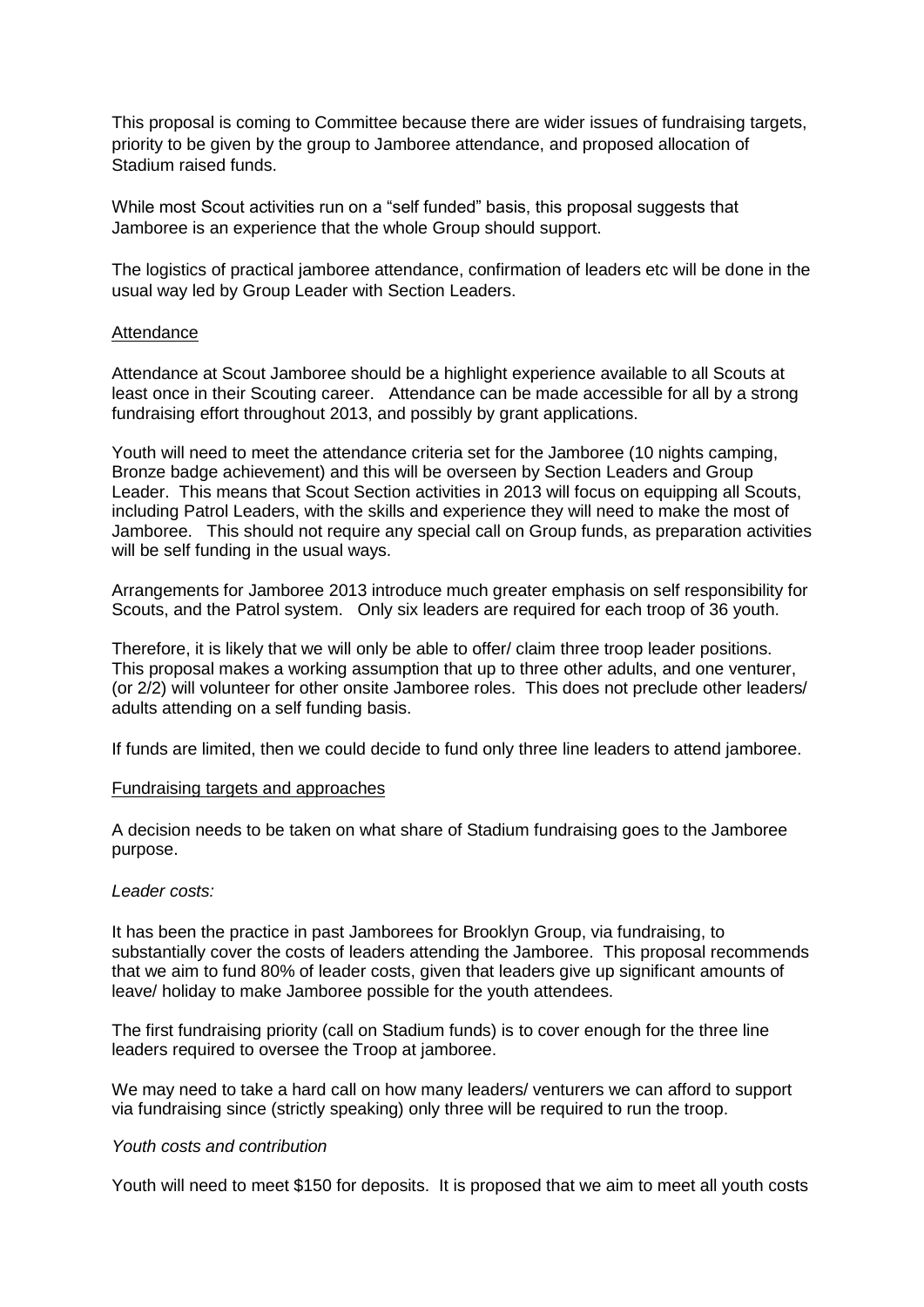This proposal is coming to Committee because there are wider issues of fundraising targets, priority to be given by the group to Jamboree attendance, and proposed allocation of Stadium raised funds.

While most Scout activities run on a "self funded" basis, this proposal suggests that Jamboree is an experience that the whole Group should support.

The logistics of practical jamboree attendance, confirmation of leaders etc will be done in the usual way led by Group Leader with Section Leaders.

## Attendance

Attendance at Scout Jamboree should be a highlight experience available to all Scouts at least once in their Scouting career. Attendance can be made accessible for all by a strong fundraising effort throughout 2013, and possibly by grant applications.

Youth will need to meet the attendance criteria set for the Jamboree (10 nights camping, Bronze badge achievement) and this will be overseen by Section Leaders and Group Leader. This means that Scout Section activities in 2013 will focus on equipping all Scouts, including Patrol Leaders, with the skills and experience they will need to make the most of Jamboree. This should not require any special call on Group funds, as preparation activities will be self funding in the usual ways.

Arrangements for Jamboree 2013 introduce much greater emphasis on self responsibility for Scouts, and the Patrol system. Only six leaders are required for each troop of 36 youth.

Therefore, it is likely that we will only be able to offer/ claim three troop leader positions. This proposal makes a working assumption that up to three other adults, and one venturer, (or 2/2) will volunteer for other onsite Jamboree roles. This does not preclude other leaders/ adults attending on a self funding basis.

If funds are limited, then we could decide to fund only three line leaders to attend jamboree.

## Fundraising targets and approaches

A decision needs to be taken on what share of Stadium fundraising goes to the Jamboree purpose.

*Leader costs:*

It has been the practice in past Jamborees for Brooklyn Group, via fundraising, to substantially cover the costs of leaders attending the Jamboree. This proposal recommends that we aim to fund 80% of leader costs, given that leaders give up significant amounts of leave/ holiday to make Jamboree possible for the youth attendees.

The first fundraising priority (call on Stadium funds) is to cover enough for the three line leaders required to oversee the Troop at jamboree.

We may need to take a hard call on how many leaders/ venturers we can afford to support via fundraising since (strictly speaking) only three will be required to run the troop.

*Youth costs and contribution*

Youth will need to meet $150 for deposits. It is proposed that we aim to meet all youth costs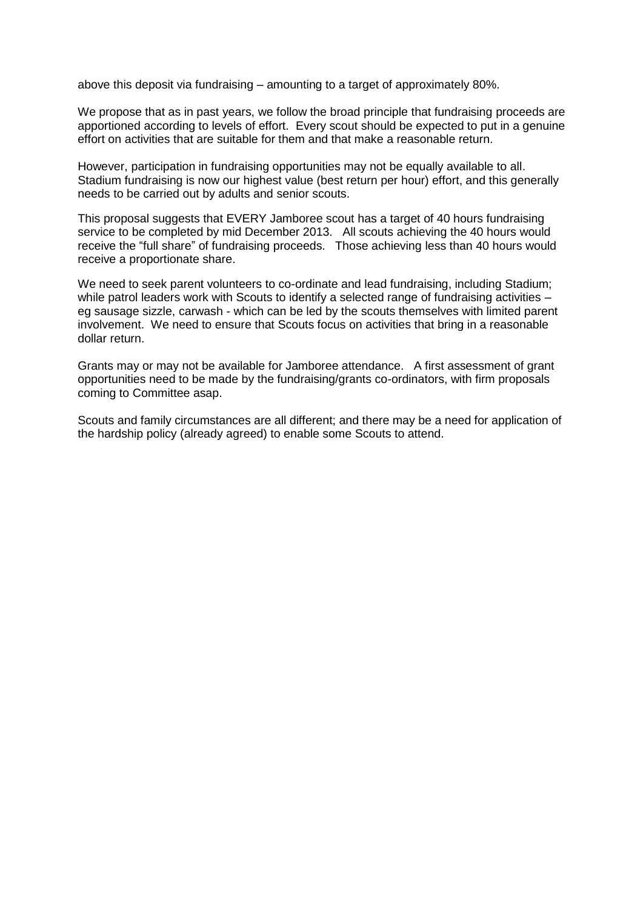above this deposit via fundraising – amounting to a target of approximately 80%.

We propose that as in past years, we follow the broad principle that fundraising proceeds are apportioned according to levels of effort. Every scout should be expected to put in a genuine effort on activities that are suitable for them and that make a reasonable return.

However, participation in fundraising opportunities may not be equally available to all. Stadium fundraising is now our highest value (best return per hour) effort, and this generally needs to be carried out by adults and senior scouts.

This proposal suggests that EVERY Jamboree scout has a target of 40 hours fundraising service to be completed by mid December 2013. All scouts achieving the 40 hours would receive the "full share" of fundraising proceeds. Those achieving less than 40 hours would receive a proportionate share.

We need to seek parent volunteers to co-ordinate and lead fundraising, including Stadium; while patrol leaders work with Scouts to identify a selected range of fundraising activities – eg sausage sizzle, carwash - which can be led by the scouts themselves with limited parent involvement. We need to ensure that Scouts focus on activities that bring in a reasonable dollar return.

Grants may or may not be available for Jamboree attendance. A first assessment of grant opportunities need to be made by the fundraising/grants co-ordinators, with firm proposals coming to Committee asap.

Scouts and family circumstances are all different; and there may be a need for application of the hardship policy (already agreed) to enable some Scouts to attend.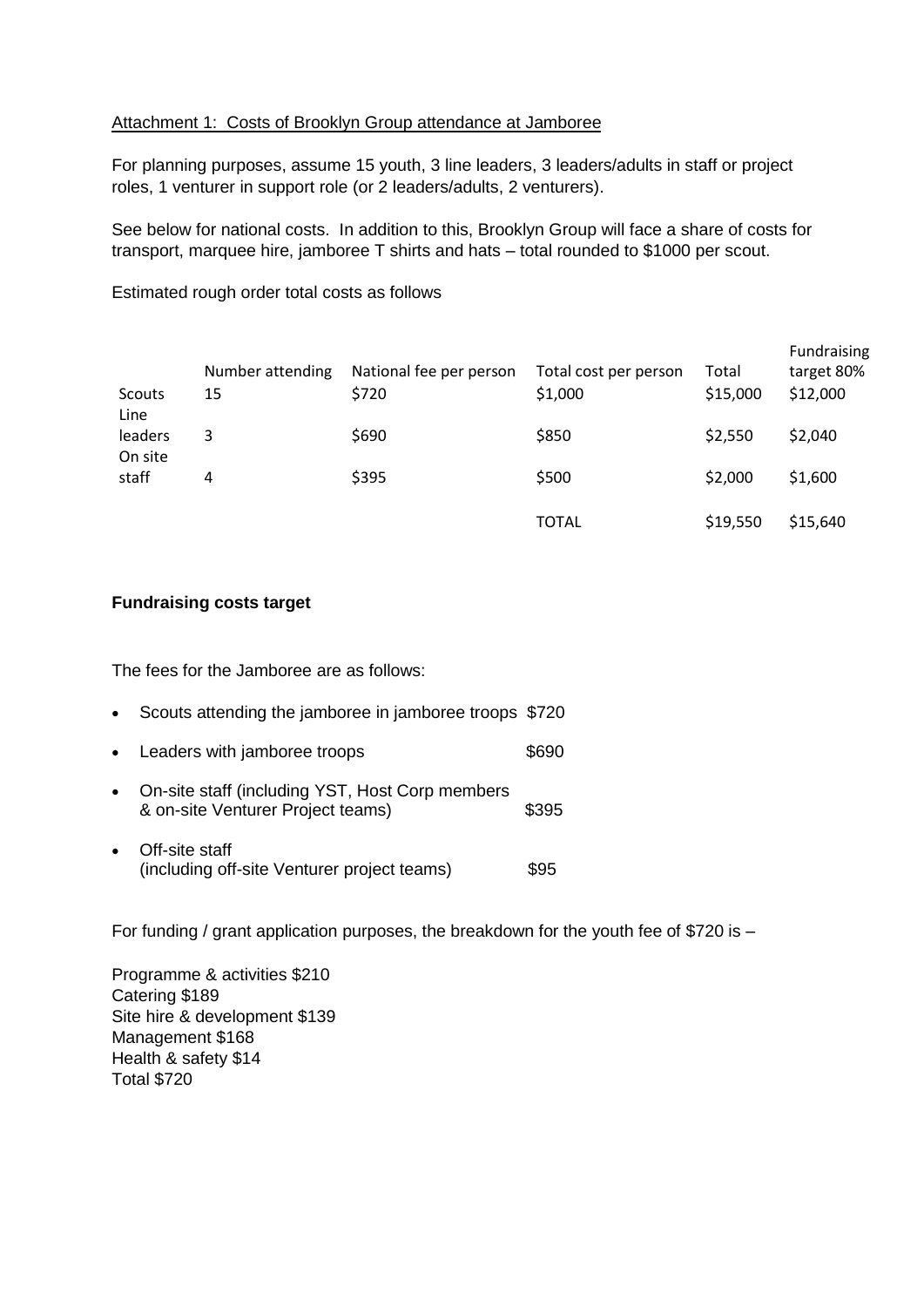Attachment 1: Costs of Brooklyn Group attendance at Jamboree

For planning purposes, assume 15 youth, 3 line leaders, 3 leaders/adults in staff or project roles, 1 venturer in support role (or 2 leaders/adults, 2 venturers).

See below for national costs. In addition to this, Brooklyn Group will face a share of costs for transport, marquee hire, jamboree T shirts and hats – total rounded to $1000 per scout.

Estimated rough order total costs as follows

| | Number attending | National fee per person | Total cost per person | Total | Fundraising target 80% |
|---|---|---|---|---|---|
| Scouts | 15 | $720 | $1,000 | $15,000 | $12,000 |
| Line leaders | 3 | $690 | $850 | $2,550 | $2,040 |
| On site staff | 4 | $395 | $500 | $2,000 | $1,600 |
| | | | TOTAL | $19,550 | $15,640 |

**Fundraising costs target**

The fees for the Jamboree are as follows:

- Scouts attending the jamboree in jamboree troops $720
- Leaders with jamboree troops $690
- On-site staff (including YST, Host Corp members & on-site Venturer Project teams) $395
- Off-site staff (including off-site Venturer project teams) $95

For funding / grant application purposes, the breakdown for the youth fee of $720 is –

Programme & activities $210
Catering $189
Site hire & development $139
Management $168
Health & safety $14
Total $720